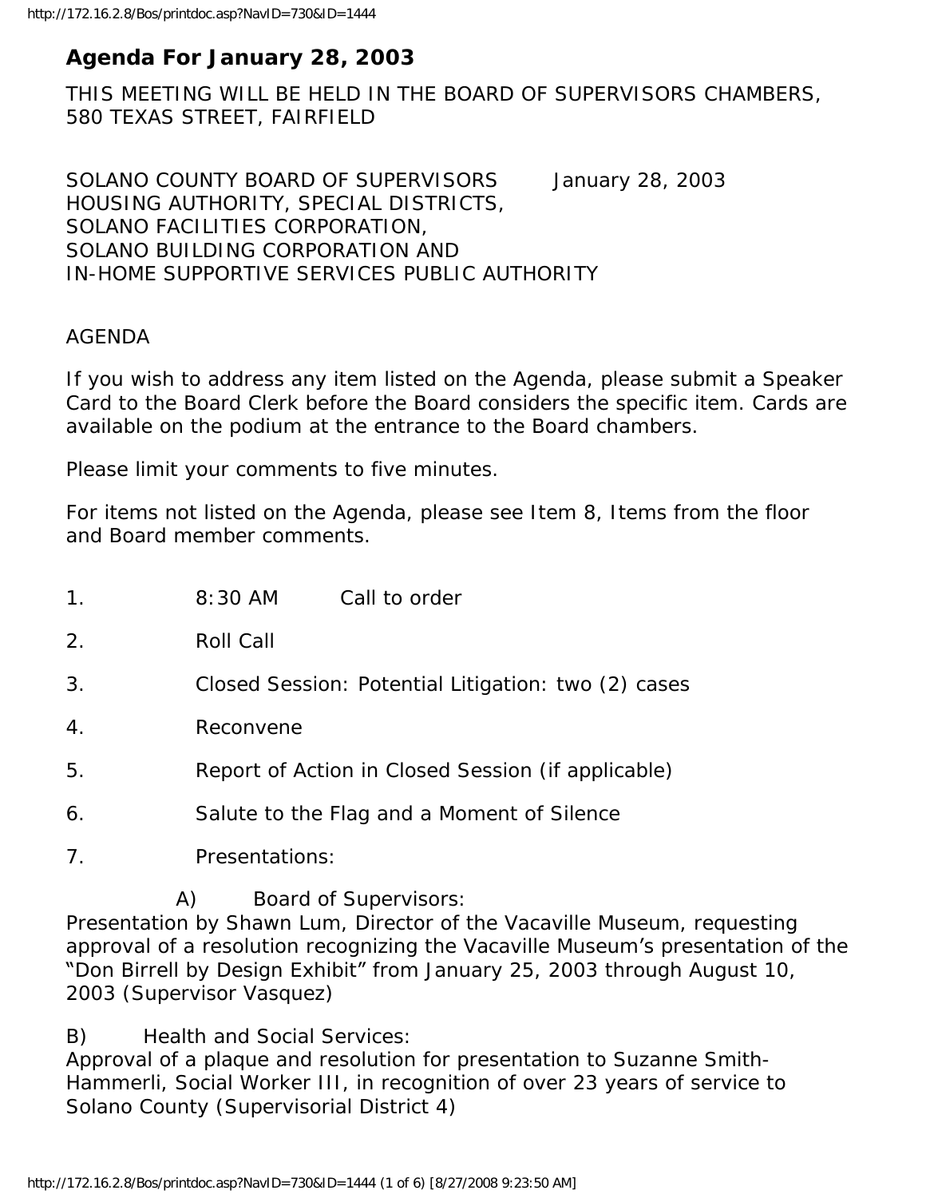# Agenda For January 28, 2003

THIS MEETING WILL BE HELD IN THE BOARD OF SUPERVISORS CHAMBERS, 580 TEXAS STREET, FAIRFIELD

SOLANO COUNTY BOARD OF SUPERVISORS January 28, 2003
HOUSING AUTHORITY, SPECIAL DISTRICTS,
SOLANO FACILITIES CORPORATION,
SOLANO BUILDING CORPORATION AND
IN-HOME SUPPORTIVE SERVICES PUBLIC AUTHORITY

AGENDA

If you wish to address any item listed on the Agenda, please submit a Speaker Card to the Board Clerk before the Board considers the specific item. Cards are available on the podium at the entrance to the Board chambers.

Please limit your comments to five minutes.

For items not listed on the Agenda, please see Item 8, Items from the floor and Board member comments.

1. 8:30 AM Call to order
2. Roll Call
3. Closed Session: Potential Litigation: two (2) cases
4. Reconvene
5. Report of Action in Closed Session (if applicable)
6. Salute to the Flag and a Moment of Silence
7. Presentations:

A) Board of Supervisors:
Presentation by Shawn Lum, Director of the Vacaville Museum, requesting approval of a resolution recognizing the Vacaville Museum's presentation of the "Don Birrell by Design Exhibit" from January 25, 2003 through August 10, 2003 (Supervisor Vasquez)

B) Health and Social Services:
Approval of a plaque and resolution for presentation to Suzanne Smith-Hammerli, Social Worker III, in recognition of over 23 years of service to Solano County (Supervisorial District 4)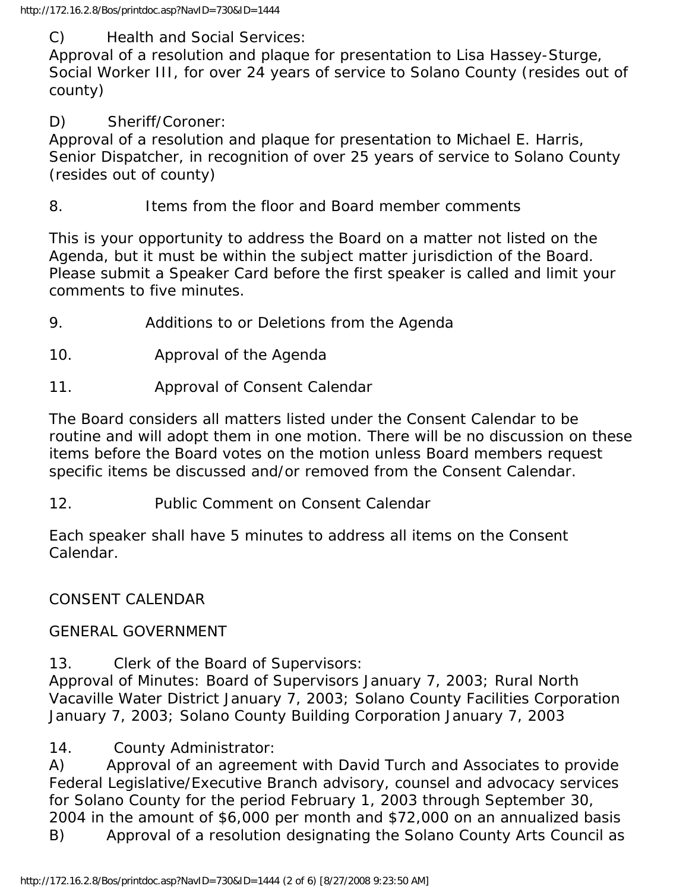C) Health and Social Services:
Approval of a resolution and plaque for presentation to Lisa Hassey-Sturge, Social Worker III, for over 24 years of service to Solano County (resides out of county)

D) Sheriff/Coroner:
Approval of a resolution and plaque for presentation to Michael E. Harris, Senior Dispatcher, in recognition of over 25 years of service to Solano County (resides out of county)

8. Items from the floor and Board member comments

This is your opportunity to address the Board on a matter not listed on the Agenda, but it must be within the subject matter jurisdiction of the Board. Please submit a Speaker Card before the first speaker is called and limit your comments to five minutes.

9. Additions to or Deletions from the Agenda

10. Approval of the Agenda

11. Approval of Consent Calendar

The Board considers all matters listed under the Consent Calendar to be routine and will adopt them in one motion. There will be no discussion on these items before the Board votes on the motion unless Board members request specific items be discussed and/or removed from the Consent Calendar.

12. Public Comment on Consent Calendar

Each speaker shall have 5 minutes to address all items on the Consent Calendar.

CONSENT CALENDAR

GENERAL GOVERNMENT

13. Clerk of the Board of Supervisors:
Approval of Minutes: Board of Supervisors January 7, 2003; Rural North Vacaville Water District January 7, 2003; Solano County Facilities Corporation January 7, 2003; Solano County Building Corporation January 7, 2003

14. County Administrator:
A) Approval of an agreement with David Turch and Associates to provide Federal Legislative/Executive Branch advisory, counsel and advocacy services for Solano County for the period February 1, 2003 through September 30, 2004 in the amount of $6,000 per month and $72,000 on an annualized basis
B) Approval of a resolution designating the Solano County Arts Council as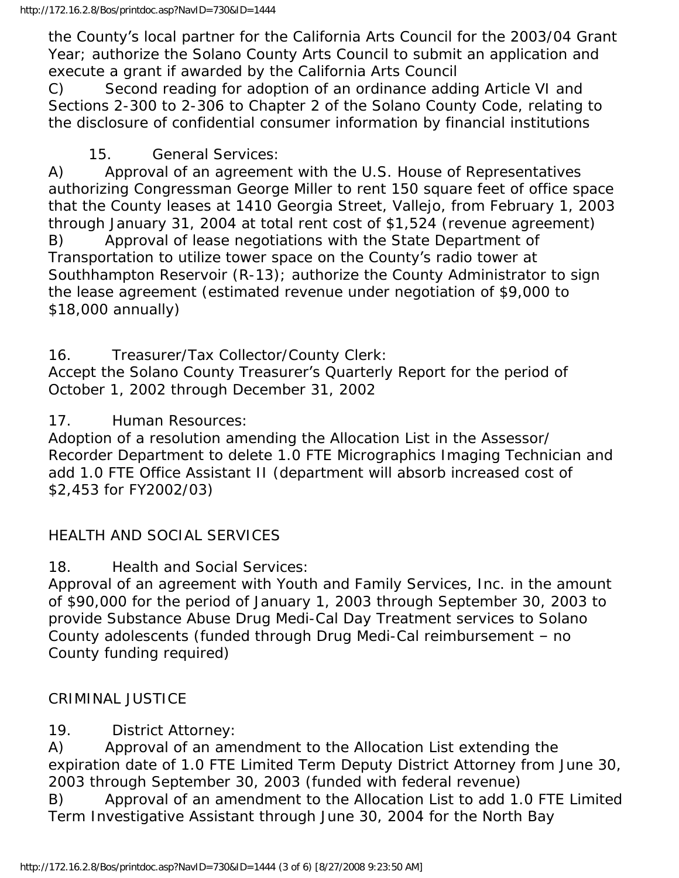the County's local partner for the California Arts Council for the 2003/04 Grant Year; authorize the Solano County Arts Council to submit an application and execute a grant if awarded by the California Arts Council

C) Second reading for adoption of an ordinance adding Article VI and Sections 2-300 to 2-306 to Chapter 2 of the Solano County Code, relating to the disclosure of confidential consumer information by financial institutions

15. General Services:

A) Approval of an agreement with the U.S. House of Representatives authorizing Congressman George Miller to rent 150 square feet of office space that the County leases at 1410 Georgia Street, Vallejo, from February 1, 2003 through January 31, 2004 at total rent cost of $1,524 (revenue agreement)

B) Approval of lease negotiations with the State Department of Transportation to utilize tower space on the County's radio tower at Southhampton Reservoir (R-13); authorize the County Administrator to sign the lease agreement (estimated revenue under negotiation of $9,000 to $18,000 annually)

16. Treasurer/Tax Collector/County Clerk:

Accept the Solano County Treasurer's Quarterly Report for the period of October 1, 2002 through December 31, 2002

17. Human Resources:

Adoption of a resolution amending the Allocation List in the Assessor/ Recorder Department to delete 1.0 FTE Micrographics Imaging Technician and add 1.0 FTE Office Assistant II (department will absorb increased cost of $2,453 for FY2002/03)

HEALTH AND SOCIAL SERVICES

18. Health and Social Services:

Approval of an agreement with Youth and Family Services, Inc. in the amount of $90,000 for the period of January 1, 2003 through September 30, 2003 to provide Substance Abuse Drug Medi-Cal Day Treatment services to Solano County adolescents (funded through Drug Medi-Cal reimbursement – no County funding required)

CRIMINAL JUSTICE

19. District Attorney:

A) Approval of an amendment to the Allocation List extending the expiration date of 1.0 FTE Limited Term Deputy District Attorney from June 30, 2003 through September 30, 2003 (funded with federal revenue)

B) Approval of an amendment to the Allocation List to add 1.0 FTE Limited Term Investigative Assistant through June 30, 2004 for the North Bay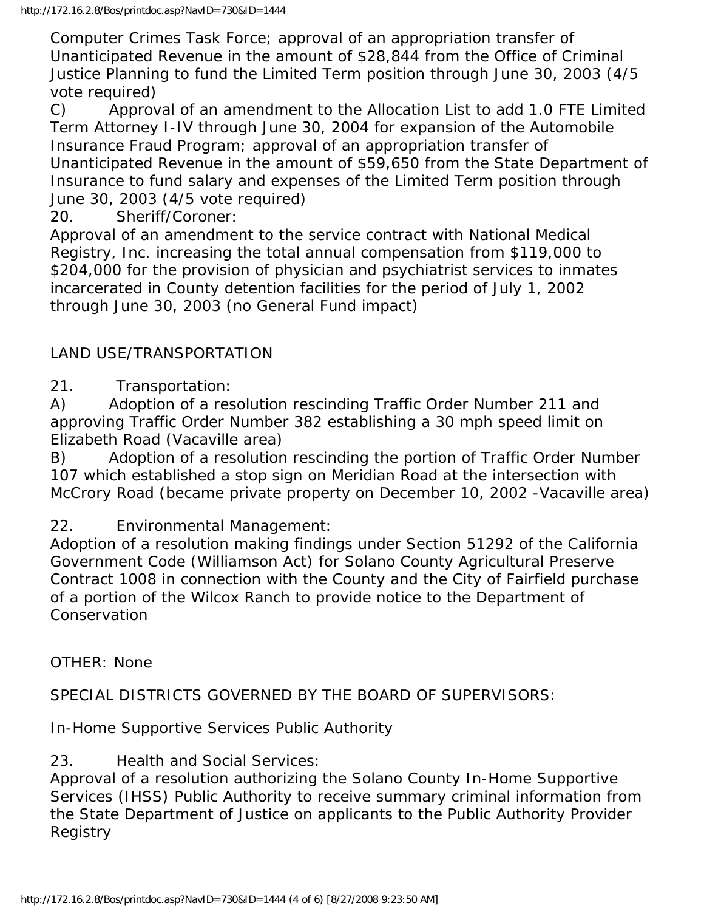Computer Crimes Task Force; approval of an appropriation transfer of Unanticipated Revenue in the amount of $28,844 from the Office of Criminal Justice Planning to fund the Limited Term position through June 30, 2003 (4/5 vote required)

C) Approval of an amendment to the Allocation List to add 1.0 FTE Limited Term Attorney I-IV through June 30, 2004 for expansion of the Automobile Insurance Fraud Program; approval of an appropriation transfer of Unanticipated Revenue in the amount of $59,650 from the State Department of Insurance to fund salary and expenses of the Limited Term position through June 30, 2003 (4/5 vote required)

20. Sheriff/Coroner:

Approval of an amendment to the service contract with National Medical Registry, Inc. increasing the total annual compensation from $119,000 to $204,000 for the provision of physician and psychiatrist services to inmates incarcerated in County detention facilities for the period of July 1, 2002 through June 30, 2003 (no General Fund impact)

LAND USE/TRANSPORTATION

21. Transportation:

A) Adoption of a resolution rescinding Traffic Order Number 211 and approving Traffic Order Number 382 establishing a 30 mph speed limit on Elizabeth Road (Vacaville area)

B) Adoption of a resolution rescinding the portion of Traffic Order Number 107 which established a stop sign on Meridian Road at the intersection with McCrory Road (became private property on December 10, 2002 -Vacaville area)

22. Environmental Management:

Adoption of a resolution making findings under Section 51292 of the California Government Code (Williamson Act) for Solano County Agricultural Preserve Contract 1008 in connection with the County and the City of Fairfield purchase of a portion of the Wilcox Ranch to provide notice to the Department of Conservation

OTHER: None

SPECIAL DISTRICTS GOVERNED BY THE BOARD OF SUPERVISORS:

In-Home Supportive Services Public Authority

23. Health and Social Services:

Approval of a resolution authorizing the Solano County In-Home Supportive Services (IHSS) Public Authority to receive summary criminal information from the State Department of Justice on applicants to the Public Authority Provider Registry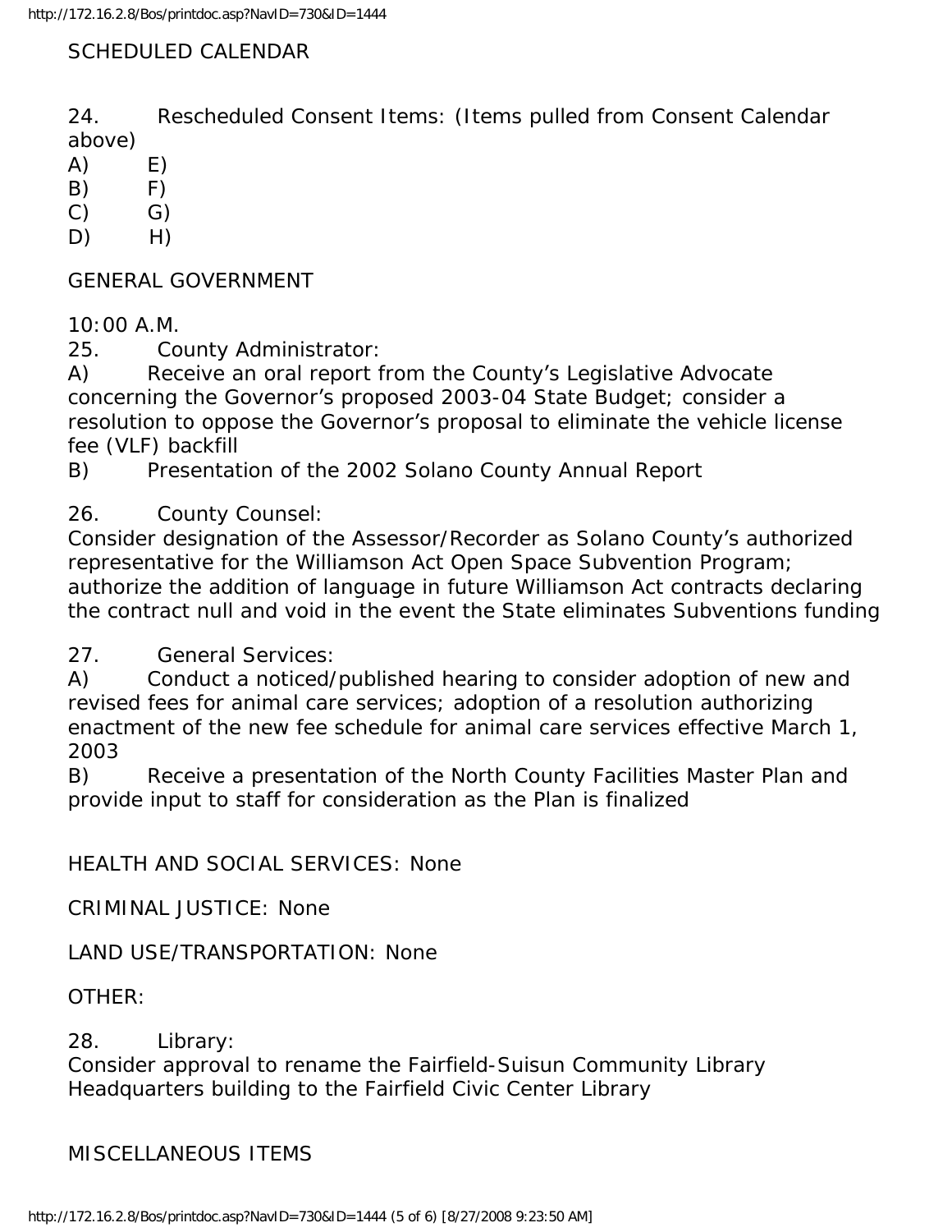SCHEDULED CALENDAR

24. Rescheduled Consent Items: (Items pulled from Consent Calendar above)

A) E)
B) F)
C) G)
D) H)

GENERAL GOVERNMENT

10:00 A.M.

25. County Administrator:

A) Receive an oral report from the County's Legislative Advocate concerning the Governor's proposed 2003-04 State Budget; consider a resolution to oppose the Governor's proposal to eliminate the vehicle license fee (VLF) backfill

B) Presentation of the 2002 Solano County Annual Report

26. County Counsel:

Consider designation of the Assessor/Recorder as Solano County's authorized representative for the Williamson Act Open Space Subvention Program; authorize the addition of language in future Williamson Act contracts declaring the contract null and void in the event the State eliminates Subventions funding

27. General Services:

A) Conduct a noticed/published hearing to consider adoption of new and revised fees for animal care services; adoption of a resolution authorizing enactment of the new fee schedule for animal care services effective March 1, 2003

B) Receive a presentation of the North County Facilities Master Plan and provide input to staff for consideration as the Plan is finalized

HEALTH AND SOCIAL SERVICES: None

CRIMINAL JUSTICE: None

LAND USE/TRANSPORTATION: None

OTHER:

28. Library:

Consider approval to rename the Fairfield-Suisun Community Library Headquarters building to the Fairfield Civic Center Library

MISCELLANEOUS ITEMS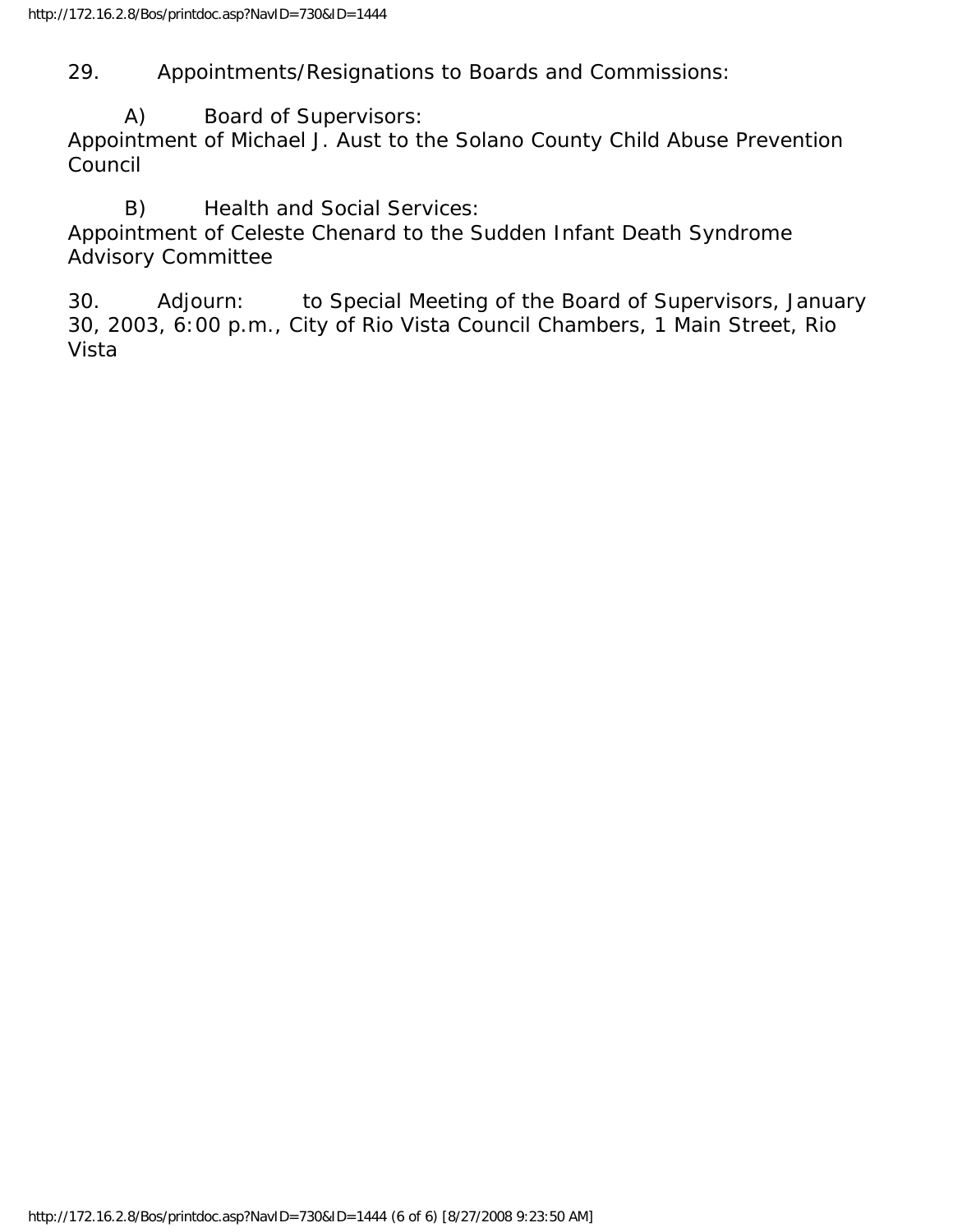29. Appointments/Resignations to Boards and Commissions:

A) Board of Supervisors:
Appointment of Michael J. Aust to the Solano County Child Abuse Prevention Council

B) Health and Social Services:
Appointment of Celeste Chenard to the Sudden Infant Death Syndrome Advisory Committee

30. Adjourn: to Special Meeting of the Board of Supervisors, January 30, 2003, 6:00 p.m., City of Rio Vista Council Chambers, 1 Main Street, Rio Vista